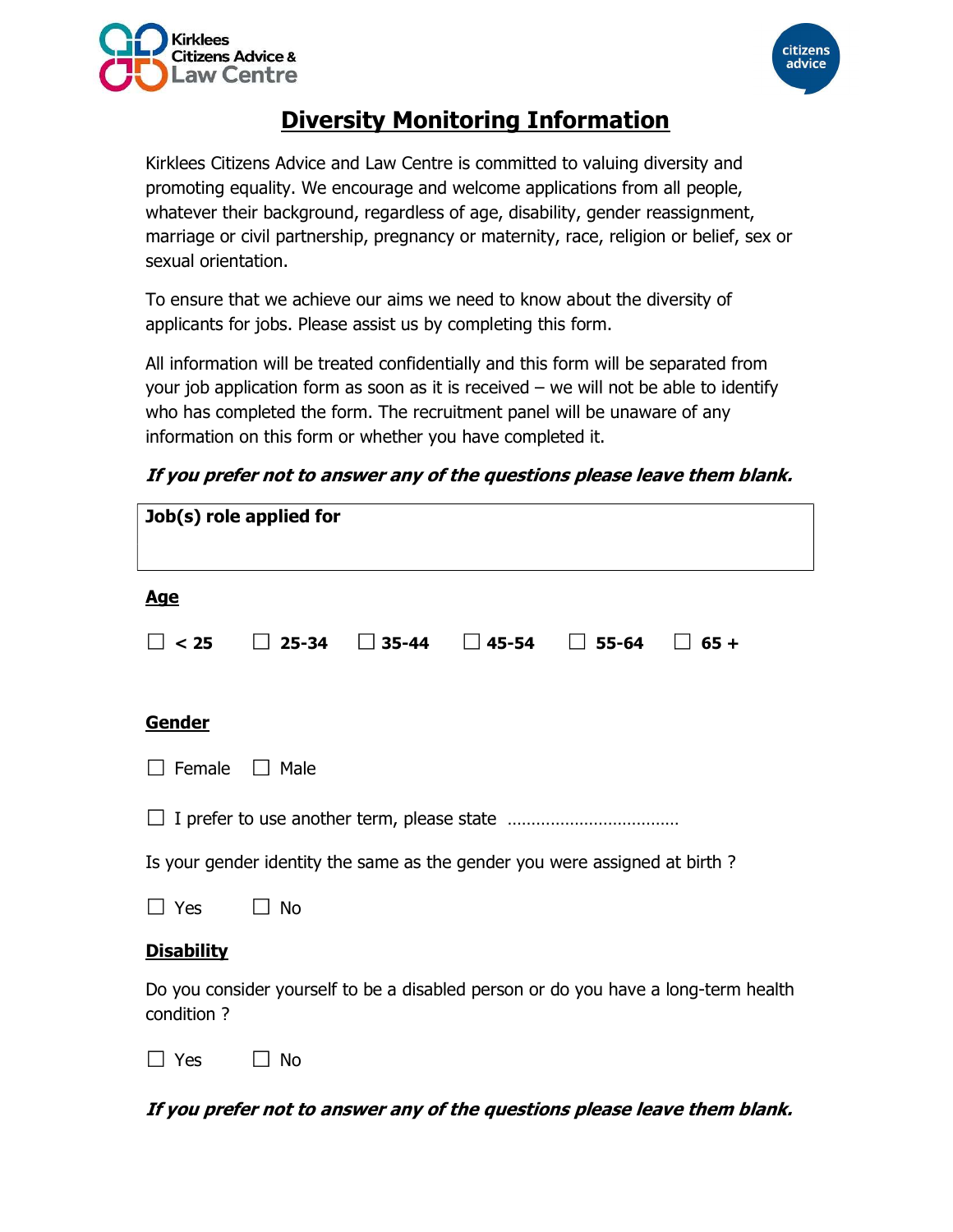Kirklees Citizens Advice & Law Centre

citizens advice

# Diversity Monitoring Information

Kirklees Citizens Advice and Law Centre is committed to valuing diversity and promoting equality. We encourage and welcome applications from all people, whatever their background, regardless of age, disability, gender reassignment, marriage or civil partnership, pregnancy or maternity, race, religion or belief, sex or sexual orientation.

To ensure that we achieve our aims we need to know about the diversity of applicants for jobs. Please assist us by completing this form.

All information will be treated confidentially and this form will be separated from your job application form as soon as it is received – we will not be able to identify who has completed the form. The recruitment panel will be unaware of any information on this form or whether you have completed it.

***If you prefer not to answer any of the questions please leave them blank.***

| **Job(s) role applied for** |
|---|
| |

## Age

☐ **< 25** ☐ **25-34** ☐ **35-44** ☐ **45-54** ☐ **55-64** ☐ **65 +**

## Gender

☐ Female ☐ Male

☐ I prefer to use another term, please state ………………………………

Is your gender identity the same as the gender you were assigned at birth ?

☐ Yes ☐ No

## Disability

Do you consider yourself to be a disabled person or do you have a long-term health condition ?

☐ Yes ☐ No

***If you prefer not to answer any of the questions please leave them blank.***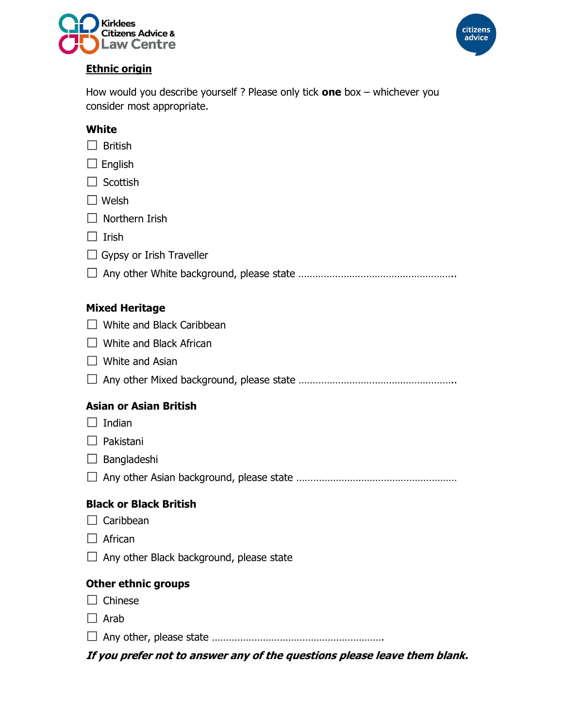## Ethnic origin

How would you describe yourself ? Please only tick **one** box – whichever you consider most appropriate.

**White**

☐ British

☐ English

☐ Scottish

☐ Welsh

☐ Northern Irish

☐ Irish

☐ Gypsy or Irish Traveller

☐ Any other White background, please state ……………………………………………..

**Mixed Heritage**

☐ White and Black Caribbean

☐ White and Black African

☐ White and Asian

☐ Any other Mixed background, please state ……………………………………………..

**Asian or Asian British**

☐ Indian

☐ Pakistani

☐ Bangladeshi

☐ Any other Asian background, please state ………………………………………………

**Black or Black British**

☐ Caribbean

☐ African

☐ Any other Black background, please state

**Other ethnic groups**

☐ Chinese

☐ Arab

☐ Any other, please state ………………………………………………….

***If you prefer not to answer any of the questions please leave them blank.***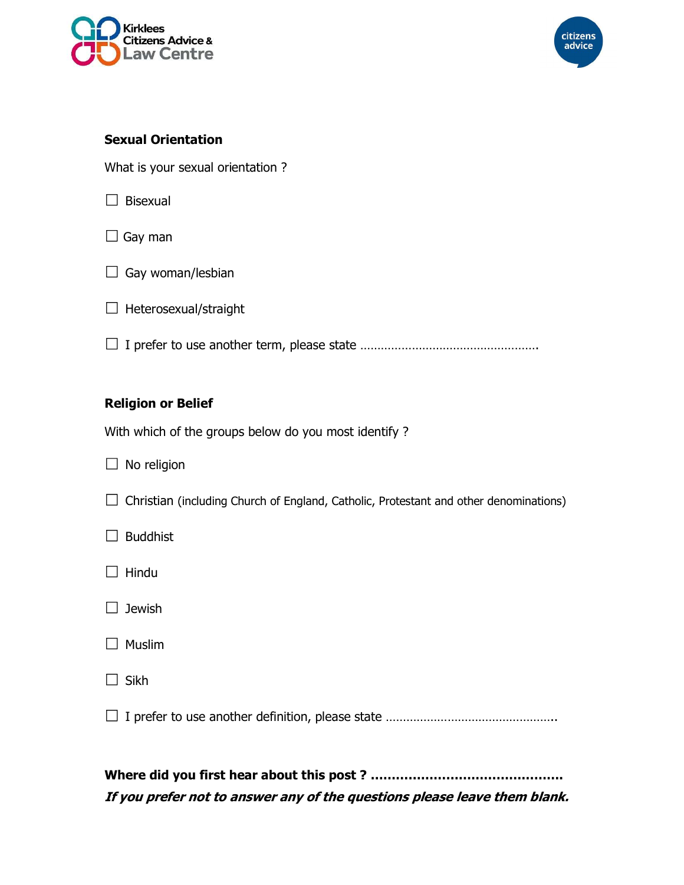**Sexual Orientation**

What is your sexual orientation ?

☐ Bisexual

☐ Gay man

☐ Gay woman/lesbian

☐ Heterosexual/straight

☐ I prefer to use another term, please state ……………………………………………

**Religion or Belief**

With which of the groups below do you most identify ?

☐ No religion

☐ Christian (including Church of England, Catholic, Protestant and other denominations)

☐ Buddhist

☐ Hindu

☐ Jewish

☐ Muslim

☐ Sikh

☐ I prefer to use another definition, please state …………………………………………..

**Where did you first hear about this post ? ………………………………………..**

***If you prefer not to answer any of the questions please leave them blank.***